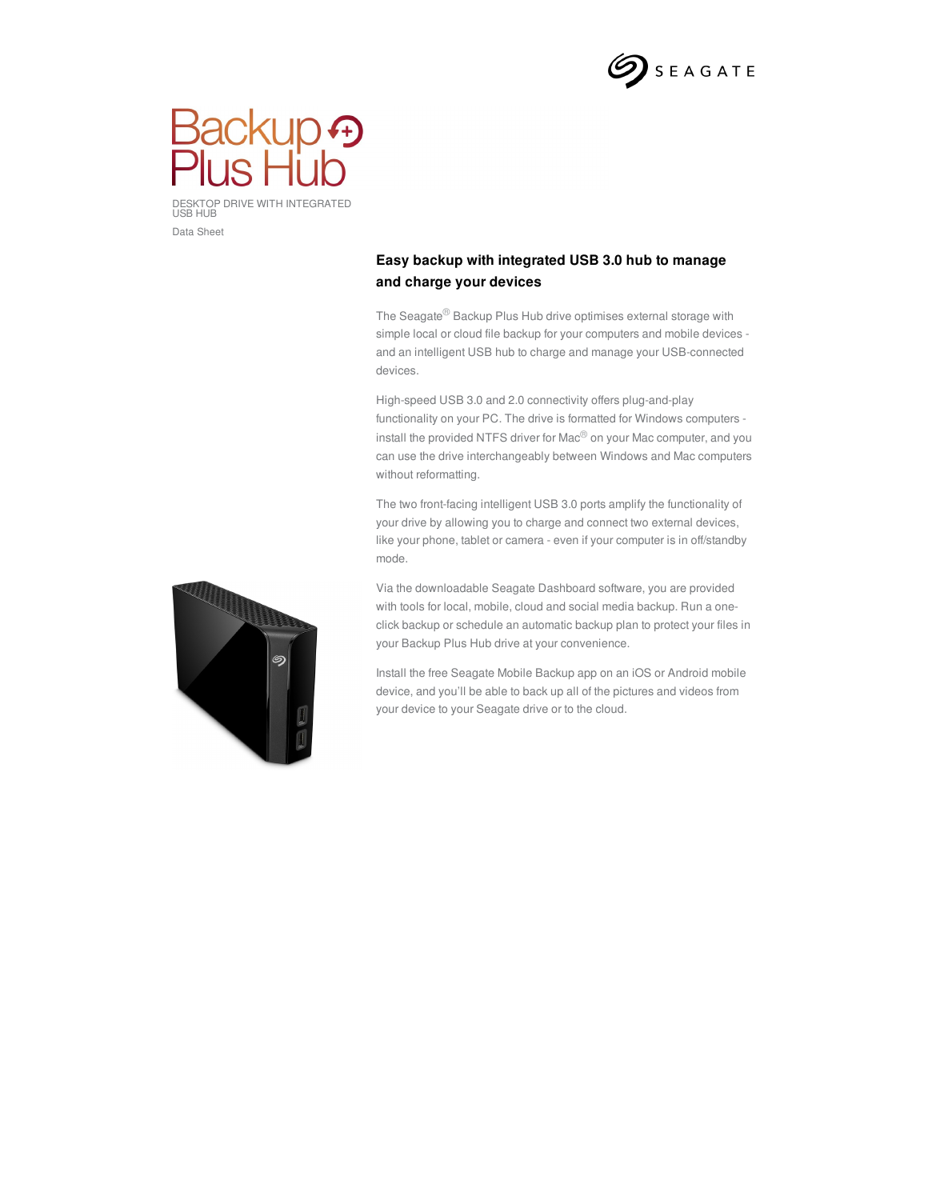# Backup Plus Hub

DESKTOP DRIVE WITH INTEGRATED USB HUB

Data Sheet

## Easy backup with integrated USB 3.0 hub to manage and charge your devices

The Seagate® Backup Plus Hub drive optimises external storage with simple local or cloud file backup for your computers and mobile devices - and an intelligent USB hub to charge and manage your USB-connected devices.

High-speed USB 3.0 and 2.0 connectivity offers plug-and-play functionality on your PC. The drive is formatted for Windows computers - install the provided NTFS driver for Mac® on your Mac computer, and you can use the drive interchangeably between Windows and Mac computers without reformatting.

The two front-facing intelligent USB 3.0 ports amplify the functionality of your drive by allowing you to charge and connect two external devices, like your phone, tablet or camera - even if your computer is in off/standby mode.

Via the downloadable Seagate Dashboard software, you are provided with tools for local, mobile, cloud and social media backup. Run a one-click backup or schedule an automatic backup plan to protect your files in your Backup Plus Hub drive at your convenience.

Install the free Seagate Mobile Backup app on an iOS or Android mobile device, and you'll be able to back up all of the pictures and videos from your device to your Seagate drive or to the cloud.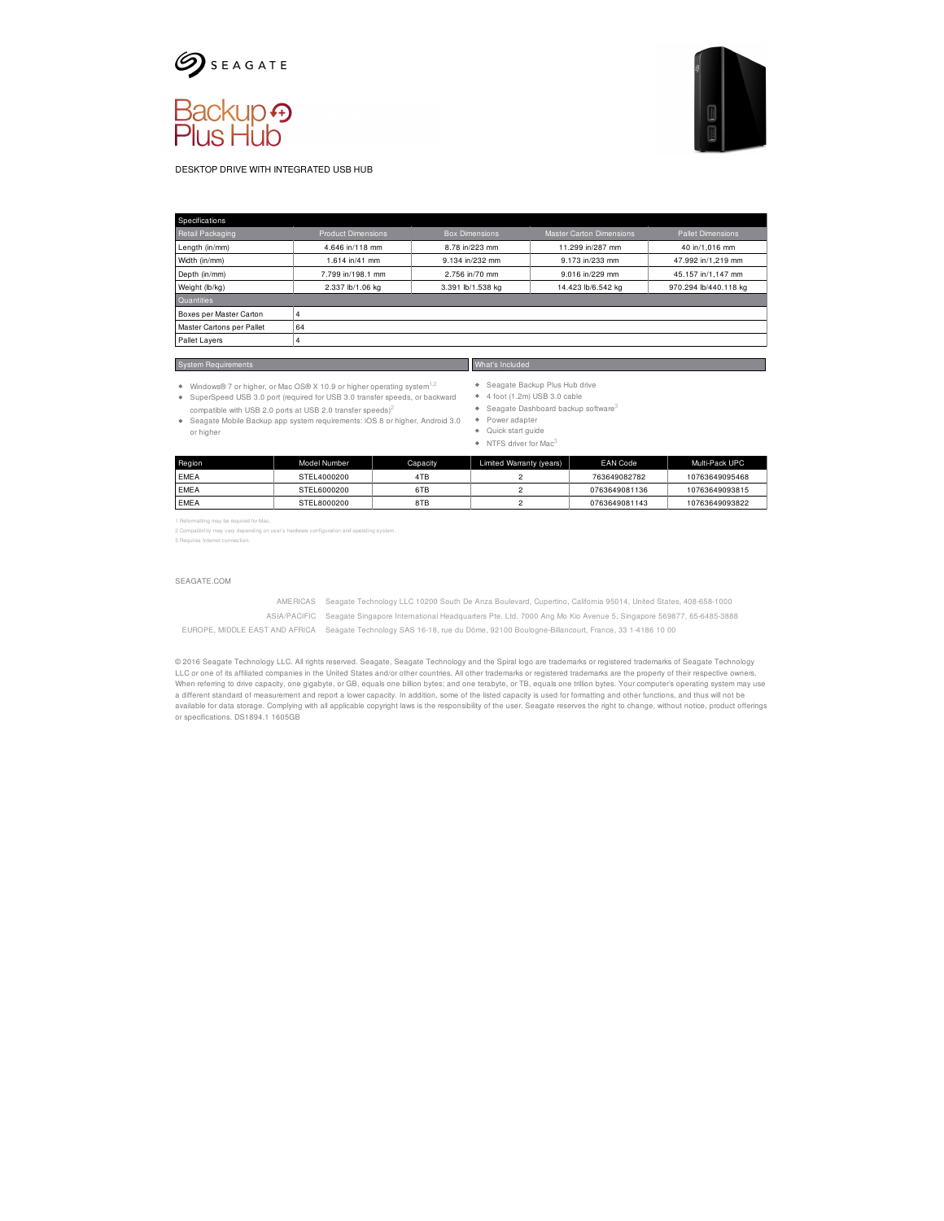SEAGATE

# Backup Plus Hub

DESKTOP DRIVE WITH INTEGRATED USB HUB

| Specifications | | | | |
|---|---|---|---|---|
| Retail Packaging | Product Dimensions | Box Dimensions | Master Carton Dimensions | Pallet Dimensions |
| Length (in/mm) | 4.646 in/118 mm | 8.78 in/223 mm | 11.299 in/287 mm | 40 in/1,016 mm |
| Width (in/mm) | 1.614 in/41 mm | 9.134 in/232 mm | 9.173 in/233 mm | 47.992 in/1,219 mm |
| Depth (in/mm) | 7.799 in/198.1 mm | 2.756 in/70 mm | 9.016 in/229 mm | 45.157 in/1,147 mm |
| Weight (lb/kg) | 2.337 lb/1.06 kg | 3.391 lb/1.538 kg | 14.423 lb/6.542 kg | 970.294 lb/440.118 kg |
| Quantities | | | | |
| Boxes per Master Carton | 4 | | | |
| Master Cartons per Pallet | 64 | | | |
| Pallet Layers | 4 | | | |

## System Requirements

- Windows® 7 or higher, or Mac OS® X 10.9 or higher operating system[1,2]
- SuperSpeed USB 3.0 port (required for USB 3.0 transfer speeds, or backward compatible with USB 2.0 ports at USB 2.0 transfer speeds)[2]
- Seagate Mobile Backup app system requirements: iOS 8 or higher, Android 3.0 or higher

## What's Included

- Seagate Backup Plus Hub drive
- 4 foot (1.2m) USB 3.0 cable
- Seagate Dashboard backup software[3]
- Power adapter
- Quick start guide
- NTFS driver for Mac[3]

| Region | Model Number | Capacity | Limited Warranty (years) | EAN Code | Multi-Pack UPC |
|---|---|---|---|---|---|
| EMEA | STEL4000200 | 4TB | 2 | 763649082782 | 10763649095468 |
| EMEA | STEL6000200 | 6TB | 2 | 0763649081136 | 10763649093815 |
| EMEA | STEL8000200 | 8TB | 2 | 0763649081143 | 10763649093822 |

1 Reformatting may be required for Mac.

2 Compatibility may vary depending on user's hardware configuration and operating system.

3 Requires Internet connection.

SEAGATE.COM

AMERICAS Seagate Technology LLC 10200 South De Anza Boulevard, Cupertino, California 95014, United States, 408-658-1000

ASIA/PACIFIC Seagate Singapore International Headquarters Pte. Ltd. 7000 Ang Mo Kio Avenue 5, Singapore 569877, 65-6485-3888

EUROPE, MIDDLE EAST AND AFRICA Seagate Technology SAS 16-18, rue du Dôme, 92100 Boulogne-Billancourt, France, 33 1-4186 10 00

© 2016 Seagate Technology LLC. All rights reserved. Seagate, Seagate Technology and the Spiral logo are trademarks or registered trademarks of Seagate Technology LLC or one of its affiliated companies in the United States and/or other countries. All other trademarks or registered trademarks are the property of their respective owners. When referring to drive capacity, one gigabyte, or GB, equals one billion bytes; and one terabyte, or TB, equals one trillion bytes. Your computer's operating system may use a different standard of measurement and report a lower capacity. In addition, some of the listed capacity is used for formatting and other functions, and thus will not be available for data storage. Complying with all applicable copyright laws is the responsibility of the user. Seagate reserves the right to change, without notice, product offerings or specifications. DS1894.1 1605GB